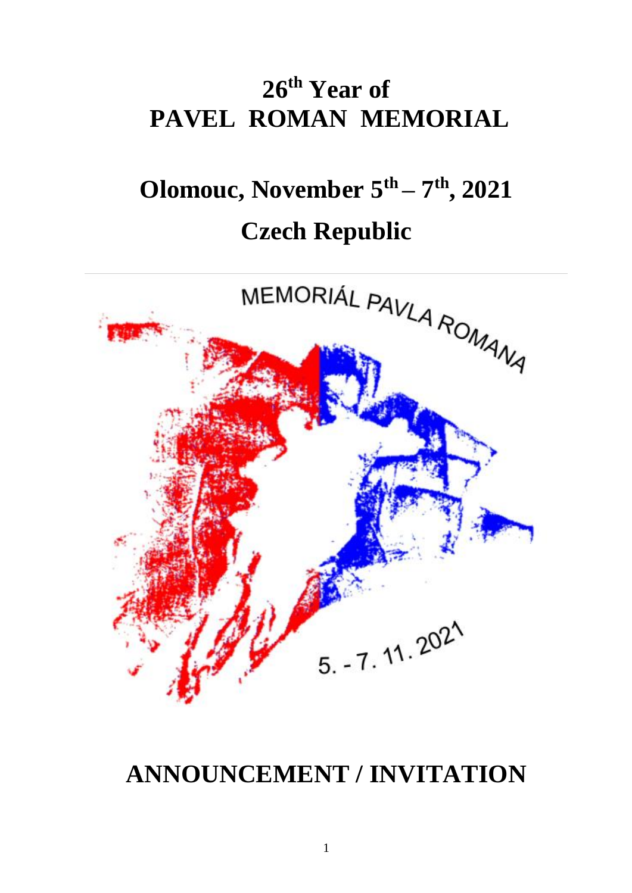# 26th Year of PAVEL ROMAN MEMORIAL

# Olomouc, November 5th – 7th, 2021

# Czech Republic

MEMORIÁL PAVLA ROMANA

5. - 7. 11. 2021

# ANNOUNCEMENT / INVITATION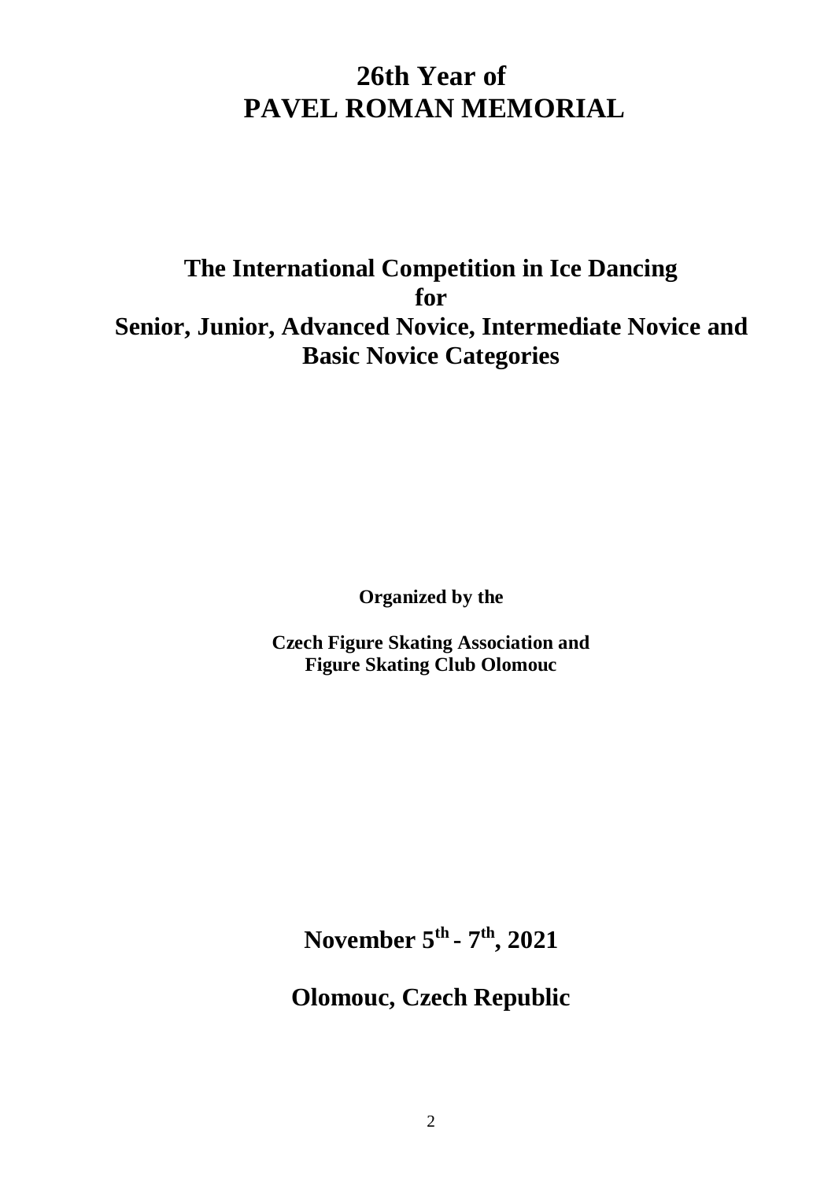# 26th Year of PAVEL ROMAN MEMORIAL

## The International Competition in Ice Dancing for Senior, Junior, Advanced Novice, Intermediate Novice and Basic Novice Categories

**Organized by the**

**Czech Figure Skating Association and**
**Figure Skating Club Olomouc**

## November 5th - 7th, 2021

## Olomouc, Czech Republic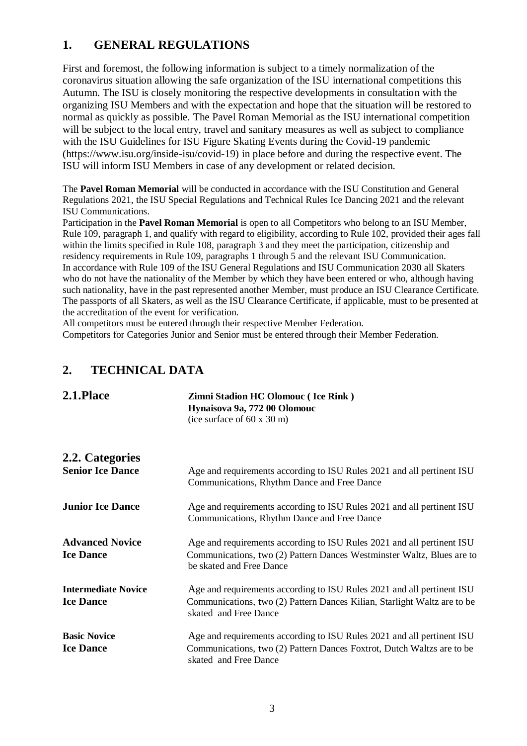# 1. GENERAL REGULATIONS

First and foremost, the following information is subject to a timely normalization of the coronavirus situation allowing the safe organization of the ISU international competitions this Autumn. The ISU is closely monitoring the respective developments in consultation with the organizing ISU Members and with the expectation and hope that the situation will be restored to normal as quickly as possible. The Pavel Roman Memorial as the ISU international competition will be subject to the local entry, travel and sanitary measures as well as subject to compliance with the ISU Guidelines for ISU Figure Skating Events during the Covid-19 pandemic (https://www.isu.org/inside-isu/covid-19) in place before and during the respective event. The ISU will inform ISU Members in case of any development or related decision.

The **Pavel Roman Memorial** will be conducted in accordance with the ISU Constitution and General Regulations 2021, the ISU Special Regulations and Technical Rules Ice Dancing 2021 and the relevant ISU Communications.

Participation in the **Pavel Roman Memorial** is open to all Competitors who belong to an ISU Member, Rule 109, paragraph 1, and qualify with regard to eligibility, according to Rule 102, provided their ages fall within the limits specified in Rule 108, paragraph 3 and they meet the participation, citizenship and residency requirements in Rule 109, paragraphs 1 through 5 and the relevant ISU Communication.

In accordance with Rule 109 of the ISU General Regulations and ISU Communication 2030 all Skaters who do not have the nationality of the Member by which they have been entered or who, although having such nationality, have in the past represented another Member, must produce an ISU Clearance Certificate. The passports of all Skaters, as well as the ISU Clearance Certificate, if applicable, must to be presented at the accreditation of the event for verification.

All competitors must be entered through their respective Member Federation.

Competitors for Categories Junior and Senior must be entered through their Member Federation.

# 2. TECHNICAL DATA

## 2.1. Place

**Zimni Stadion HC Olomouc ( Ice Rink )**
**Hynaisova 9a, 772 00 Olomouc**
(ice surface of 60 x 30 m)

## 2.2. Categories

**Senior Ice Dance**
Age and requirements according to ISU Rules 2021 and all pertinent ISU Communications, Rhythm Dance and Free Dance

**Junior Ice Dance**
Age and requirements according to ISU Rules 2021 and all pertinent ISU Communications, Rhythm Dance and Free Dance

**Advanced Novice Ice Dance**
Age and requirements according to ISU Rules 2021 and all pertinent ISU Communications, two (2) Pattern Dances Westminster Waltz, Blues are to be skated and Free Dance

**Intermediate Novice Ice Dance**
Age and requirements according to ISU Rules 2021 and all pertinent ISU Communications, two (2) Pattern Dances Kilian, Starlight Waltz are to be skated and Free Dance

**Basic Novice Ice Dance**
Age and requirements according to ISU Rules 2021 and all pertinent ISU Communications, two (2) Pattern Dances Foxtrot, Dutch Waltzs are to be skated and Free Dance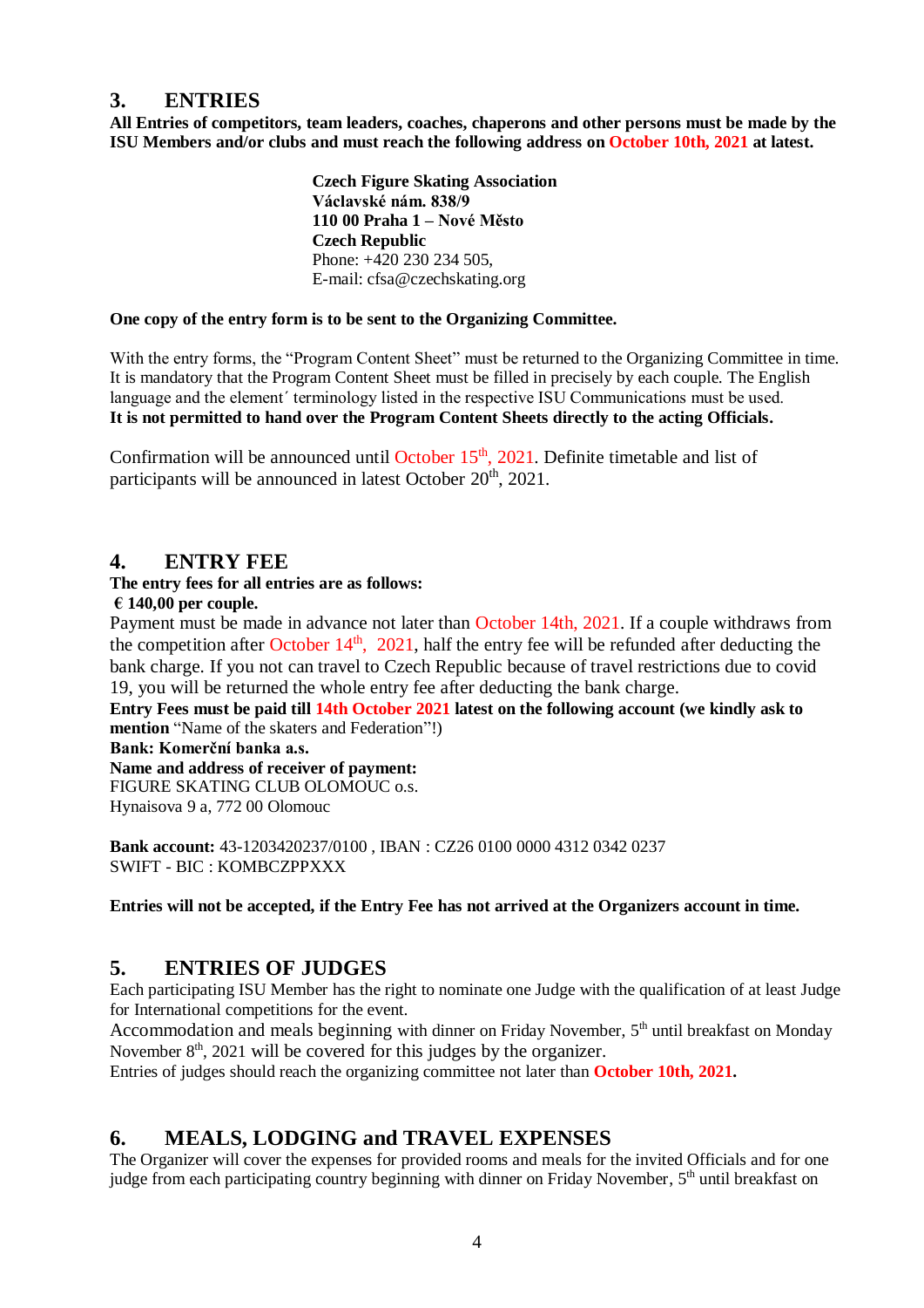## 3. ENTRIES

**All Entries of competitors, team leaders, coaches, chaperons and other persons must be made by the ISU Members and/or clubs and must reach the following address on October 10th, 2021 at latest.**

**Czech Figure Skating Association**
**Václavské nám. 838/9**
**110 00 Praha 1 – Nové Město**
**Czech Republic**
Phone: +420 230 234 505,
E-mail: cfsa@czechskating.org

**One copy of the entry form is to be sent to the Organizing Committee.**

With the entry forms, the "Program Content Sheet" must be returned to the Organizing Committee in time. It is mandatory that the Program Content Sheet must be filled in precisely by each couple. The English language and the element´ terminology listed in the respective ISU Communications must be used.
**It is not permitted to hand over the Program Content Sheets directly to the acting Officials.**

Confirmation will be announced until October 15th, 2021. Definite timetable and list of participants will be announced in latest October 20th, 2021.

## 4. ENTRY FEE

**The entry fees for all entries are as follows:**
**€ 140,00 per couple.**

Payment must be made in advance not later than October 14th, 2021. If a couple withdraws from the competition after October 14th, 2021, half the entry fee will be refunded after deducting the bank charge. If you not can travel to Czech Republic because of travel restrictions due to covid 19, you will be returned the whole entry fee after deducting the bank charge.
**Entry Fees must be paid till 14th October 2021 latest on the following account (we kindly ask to mention** "Name of the skaters and Federation"!)
**Bank: Komerční banka a.s.**
**Name and address of receiver of payment:**
FIGURE SKATING CLUB OLOMOUC o.s.
Hynaisova 9 a, 772 00 Olomouc

**Bank account:** 43-1203420237/0100 , IBAN : CZ26 0100 0000 4312 0342 0237
SWIFT - BIC : KOMBCZPPXXX

**Entries will not be accepted, if the Entry Fee has not arrived at the Organizers account in time.**

## 5. ENTRIES OF JUDGES

Each participating ISU Member has the right to nominate one Judge with the qualification of at least Judge for International competitions for the event.
Accommodation and meals beginning with dinner on Friday November, 5th until breakfast on Monday November 8th, 2021 will be covered for this judges by the organizer.
Entries of judges should reach the organizing committee not later than **October 10th, 2021.**

## 6. MEALS, LODGING and TRAVEL EXPENSES

The Organizer will cover the expenses for provided rooms and meals for the invited Officials and for one judge from each participating country beginning with dinner on Friday November, 5th until breakfast on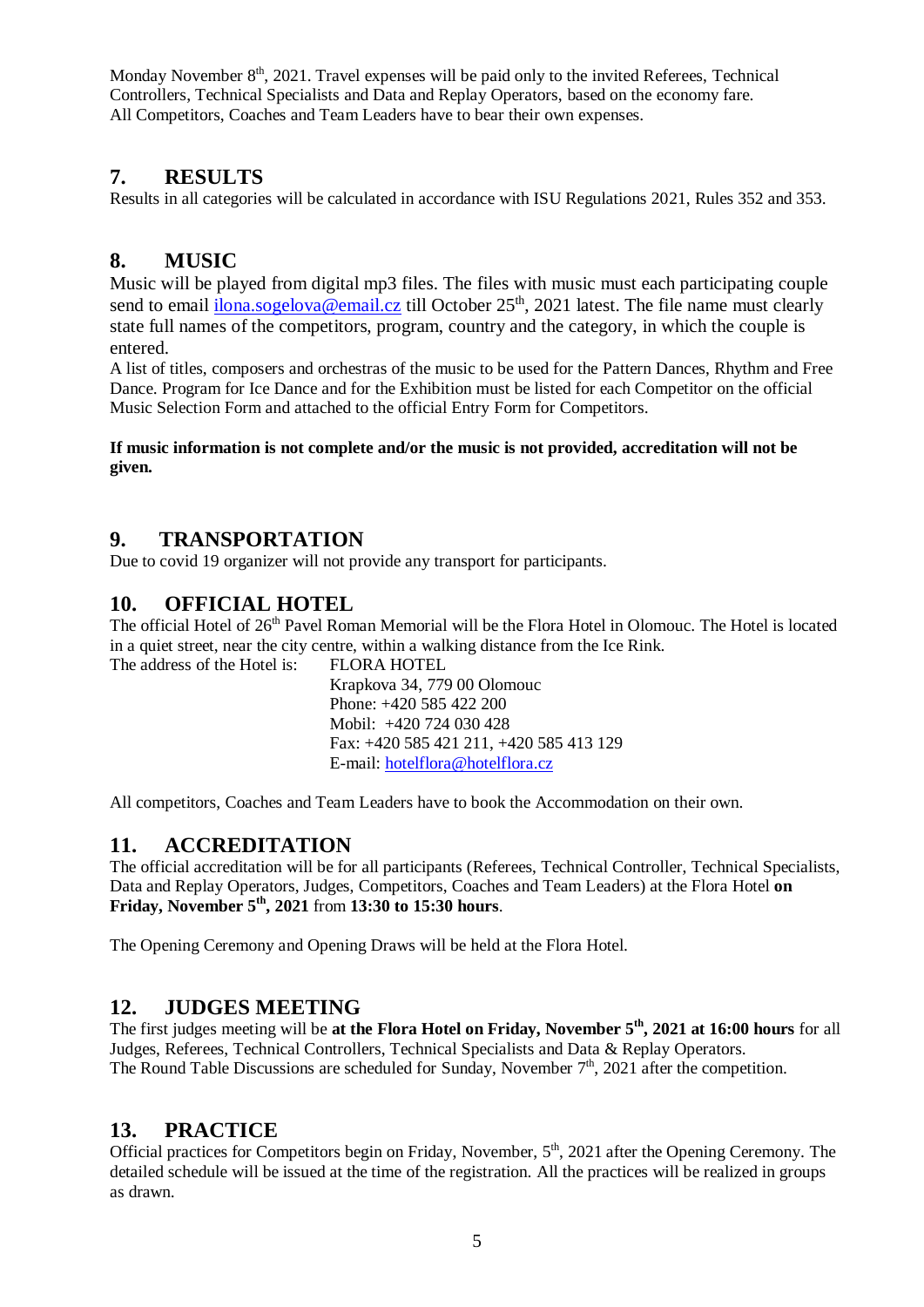Monday November 8th, 2021. Travel expenses will be paid only to the invited Referees, Technical Controllers, Technical Specialists and Data and Replay Operators, based on the economy fare.
All Competitors, Coaches and Team Leaders have to bear their own expenses.

## 7. RESULTS

Results in all categories will be calculated in accordance with ISU Regulations 2021, Rules 352 and 353.

## 8. MUSIC

Music will be played from digital mp3 files. The files with music must each participating couple send to email ilona.sogelova@email.cz till October 25th, 2021 latest. The file name must clearly state full names of the competitors, program, country and the category, in which the couple is entered.
A list of titles, composers and orchestras of the music to be used for the Pattern Dances, Rhythm and Free Dance. Program for Ice Dance and for the Exhibition must be listed for each Competitor on the official Music Selection Form and attached to the official Entry Form for Competitors.

**If music information is not complete and/or the music is not provided, accreditation will not be given.**

## 9. TRANSPORTATION

Due to covid 19 organizer will not provide any transport for participants.

## 10. OFFICIAL HOTEL

The official Hotel of 26th Pavel Roman Memorial will be the Flora Hotel in Olomouc. The Hotel is located in a quiet street, near the city centre, within a walking distance from the Ice Rink.

The address of the Hotel is: FLORA HOTEL
Krapkova 34, 779 00 Olomouc
Phone: +420 585 422 200
Mobil: +420 724 030 428
Fax: +420 585 421 211, +420 585 413 129
E-mail: hotelflora@hotelflora.cz

All competitors, Coaches and Team Leaders have to book the Accommodation on their own.

## 11. ACCREDITATION

The official accreditation will be for all participants (Referees, Technical Controller, Technical Specialists, Data and Replay Operators, Judges, Competitors, Coaches and Team Leaders) at the Flora Hotel **on Friday, November 5th, 2021** from **13:30 to 15:30 hours**.

The Opening Ceremony and Opening Draws will be held at the Flora Hotel.

## 12. JUDGES MEETING

The first judges meeting will be **at the Flora Hotel on Friday, November 5th, 2021 at 16:00 hours** for all Judges, Referees, Technical Controllers, Technical Specialists and Data & Replay Operators.
The Round Table Discussions are scheduled for Sunday, November 7th, 2021 after the competition.

## 13. PRACTICE

Official practices for Competitors begin on Friday, November, 5th, 2021 after the Opening Ceremony. The detailed schedule will be issued at the time of the registration. All the practices will be realized in groups as drawn.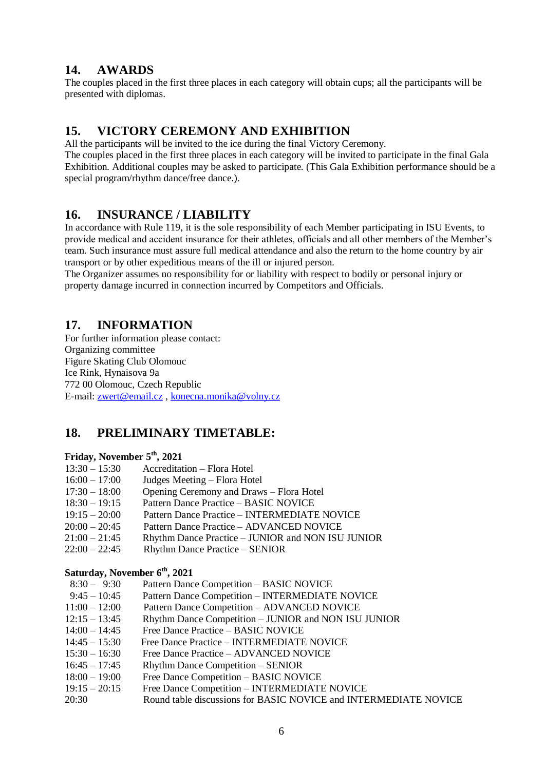## 14. AWARDS

The couples placed in the first three places in each category will obtain cups; all the participants will be presented with diplomas.

## 15. VICTORY CEREMONY AND EXHIBITION

All the participants will be invited to the ice during the final Victory Ceremony.
The couples placed in the first three places in each category will be invited to participate in the final Gala Exhibition. Additional couples may be asked to participate. (This Gala Exhibition performance should be a special program/rhythm dance/free dance.).

## 16. INSURANCE / LIABILITY

In accordance with Rule 119, it is the sole responsibility of each Member participating in ISU Events, to provide medical and accident insurance for their athletes, officials and all other members of the Member's team. Such insurance must assure full medical attendance and also the return to the home country by air transport or by other expeditious means of the ill or injured person.
The Organizer assumes no responsibility for or liability with respect to bodily or personal injury or property damage incurred in connection incurred by Competitors and Officials.

## 17. INFORMATION

For further information please contact:
Organizing committee
Figure Skating Club Olomouc
Ice Rink, Hynaisova 9a
772 00 Olomouc, Czech Republic
E-mail: zwert@email.cz , konecna.monika@volny.cz

## 18. PRELIMINARY TIMETABLE:

**Friday, November 5th, 2021**

| | |
|---|---|
| 13:30 – 15:30 | Accreditation – Flora Hotel |
| 16:00 – 17:00 | Judges Meeting – Flora Hotel |
| 17:30 – 18:00 | Opening Ceremony and Draws – Flora Hotel |
| 18:30 – 19:15 | Pattern Dance Practice – BASIC NOVICE |
| 19:15 – 20:00 | Pattern Dance Practice – INTERMEDIATE NOVICE |
| 20:00 – 20:45 | Pattern Dance Practice – ADVANCED NOVICE |
| 21:00 – 21:45 | Rhythm Dance Practice – JUNIOR and NON ISU JUNIOR |
| 22:00 – 22:45 | Rhythm Dance Practice – SENIOR |

**Saturday, November 6th, 2021**

| | |
|---|---|
| 8:30 – 9:30 | Pattern Dance Competition – BASIC NOVICE |
| 9:45 – 10:45 | Pattern Dance Competition – INTERMEDIATE NOVICE |
| 11:00 – 12:00 | Pattern Dance Competition – ADVANCED NOVICE |
| 12:15 – 13:45 | Rhythm Dance Competition – JUNIOR and NON ISU JUNIOR |
| 14:00 – 14:45 | Free Dance Practice – BASIC NOVICE |
| 14:45 – 15:30 | Free Dance Practice – INTERMEDIATE NOVICE |
| 15:30 – 16:30 | Free Dance Practice – ADVANCED NOVICE |
| 16:45 – 17:45 | Rhythm Dance Competition – SENIOR |
| 18:00 – 19:00 | Free Dance Competition – BASIC NOVICE |
| 19:15 – 20:15 | Free Dance Competition – INTERMEDIATE NOVICE |
| 20:30 | Round table discussions for BASIC NOVICE and INTERMEDIATE NOVICE |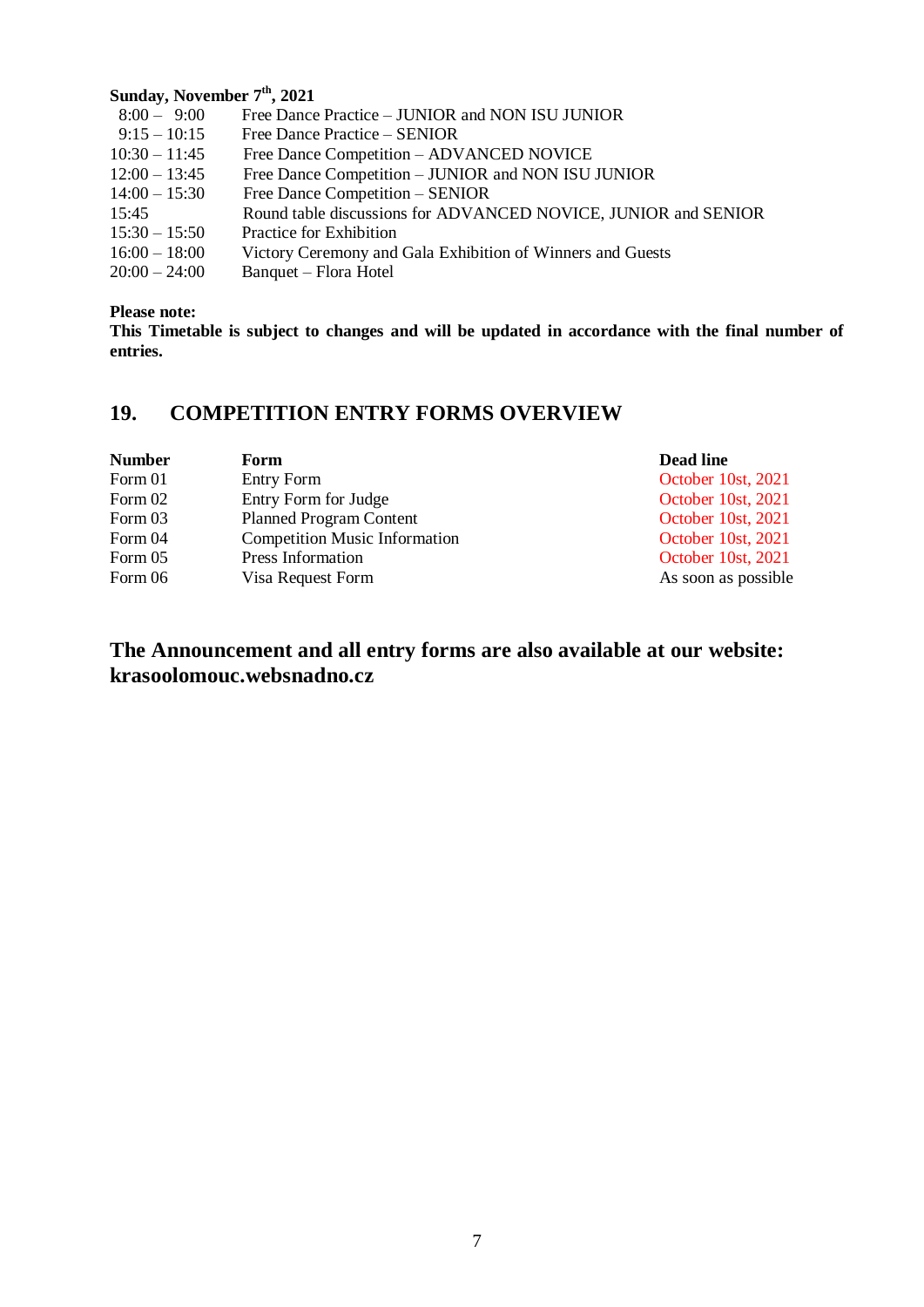**Sunday, November 7th, 2021**

| | |
|---|---|
| 8:00 – 9:00 | Free Dance Practice – JUNIOR and NON ISU JUNIOR |
| 9:15 – 10:15 | Free Dance Practice – SENIOR |
| 10:30 – 11:45 | Free Dance Competition – ADVANCED NOVICE |
| 12:00 – 13:45 | Free Dance Competition – JUNIOR and NON ISU JUNIOR |
| 14:00 – 15:30 | Free Dance Competition – SENIOR |
| 15:45 | Round table discussions for ADVANCED NOVICE, JUNIOR and SENIOR |
| 15:30 – 15:50 | Practice for Exhibition |
| 16:00 – 18:00 | Victory Ceremony and Gala Exhibition of Winners and Guests |
| 20:00 – 24:00 | Banquet – Flora Hotel |

**Please note:**
**This Timetable is subject to changes and will be updated in accordance with the final number of entries.**

## 19. COMPETITION ENTRY FORMS OVERVIEW

| Number | Form | Dead line |
|---|---|---|
| Form 01 | Entry Form | October 10st, 2021 |
| Form 02 | Entry Form for Judge | October 10st, 2021 |
| Form 03 | Planned Program Content | October 10st, 2021 |
| Form 04 | Competition Music Information | October 10st, 2021 |
| Form 05 | Press Information | October 10st, 2021 |
| Form 06 | Visa Request Form | As soon as possible |

**The Announcement and all entry forms are also available at our website: krasoolomouc.websnadno.cz**